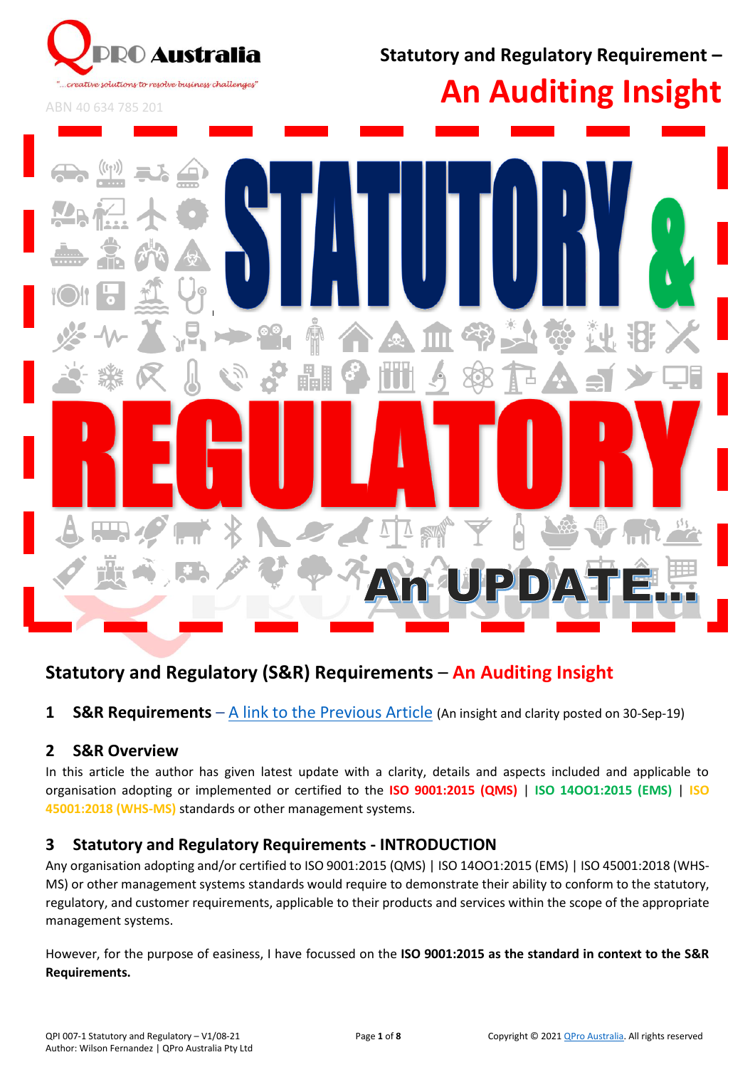QPRO Australia

"...creative solutions to resolve business challenges"

ABN 40 634 785 201

Statutory and Regulatory Requirement –

An Auditing Insight

STATUTORY & REGULATORY

An UPDATE...

## Statutory and Regulatory (S&R) Requirements – An Auditing Insight

### 1 S&R Requirements – A link to the Previous Article (An insight and clarity posted on 30-Sep-19)

### 2 S&R Overview

In this article the author has given latest update with a clarity, details and aspects included and applicable to organisation adopting or implemented or certified to the **ISO 9001:2015 (QMS)** | **ISO 14OO1:2015 (EMS)** | **ISO 45001:2018 (WHS-MS)** standards or other management systems.

### 3 Statutory and Regulatory Requirements - INTRODUCTION

Any organisation adopting and/or certified to ISO 9001:2015 (QMS) | ISO 14OO1:2015 (EMS) | ISO 45001:2018 (WHS-MS) or other management systems standards would require to demonstrate their ability to conform to the statutory, regulatory, and customer requirements, applicable to their products and services within the scope of the appropriate management systems.

However, for the purpose of easiness, I have focussed on the **ISO 9001:2015 as the standard in context to the S&R Requirements.**

QPI 007-1 Statutory and Regulatory – V1/08-21
Author: Wilson Fernandez | QPro Australia Pty Ltd

Copyright © 2021 QPro Australia. All rights reserved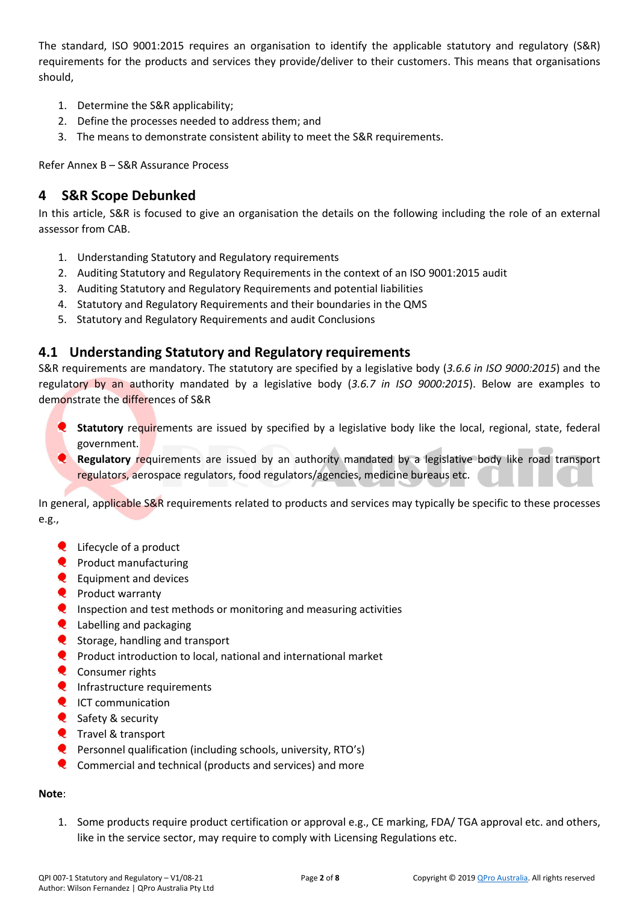The standard, ISO 9001:2015 requires an organisation to identify the applicable statutory and regulatory (S&R) requirements for the products and services they provide/deliver to their customers. This means that organisations should,

1. Determine the S&R applicability;
2. Define the processes needed to address them; and
3. The means to demonstrate consistent ability to meet the S&R requirements.

Refer Annex B – S&R Assurance Process

## 4 S&R Scope Debunked

In this article, S&R is focused to give an organisation the details on the following including the role of an external assessor from CAB.

1. Understanding Statutory and Regulatory requirements
2. Auditing Statutory and Regulatory Requirements in the context of an ISO 9001:2015 audit
3. Auditing Statutory and Regulatory Requirements and potential liabilities
4. Statutory and Regulatory Requirements and their boundaries in the QMS
5. Statutory and Regulatory Requirements and audit Conclusions

### 4.1 Understanding Statutory and Regulatory requirements

S&R requirements are mandatory. The statutory are specified by a legislative body (*3.6.6 in ISO 9000:2015*) and the regulatory by an authority mandated by a legislative body (*3.6.7 in ISO 9000:2015*). Below are examples to demonstrate the differences of S&R

- **Statutory** requirements are issued by specified by a legislative body like the local, regional, state, federal government.
- **Regulatory** requirements are issued by an authority mandated by a legislative body like road transport regulators, aerospace regulators, food regulators/agencies, medicine bureaus etc.

In general, applicable S&R requirements related to products and services may typically be specific to these processes e.g.,

- Lifecycle of a product
- Product manufacturing
- Equipment and devices
- Product warranty
- Inspection and test methods or monitoring and measuring activities
- Labelling and packaging
- Storage, handling and transport
- Product introduction to local, national and international market
- Consumer rights
- Infrastructure requirements
- ICT communication
- Safety & security
- Travel & transport
- Personnel qualification (including schools, university, RTO's)
- Commercial and technical (products and services) and more

**Note**:

1. Some products require product certification or approval e.g., CE marking, FDA/ TGA approval etc. and others, like in the service sector, may require to comply with Licensing Regulations etc.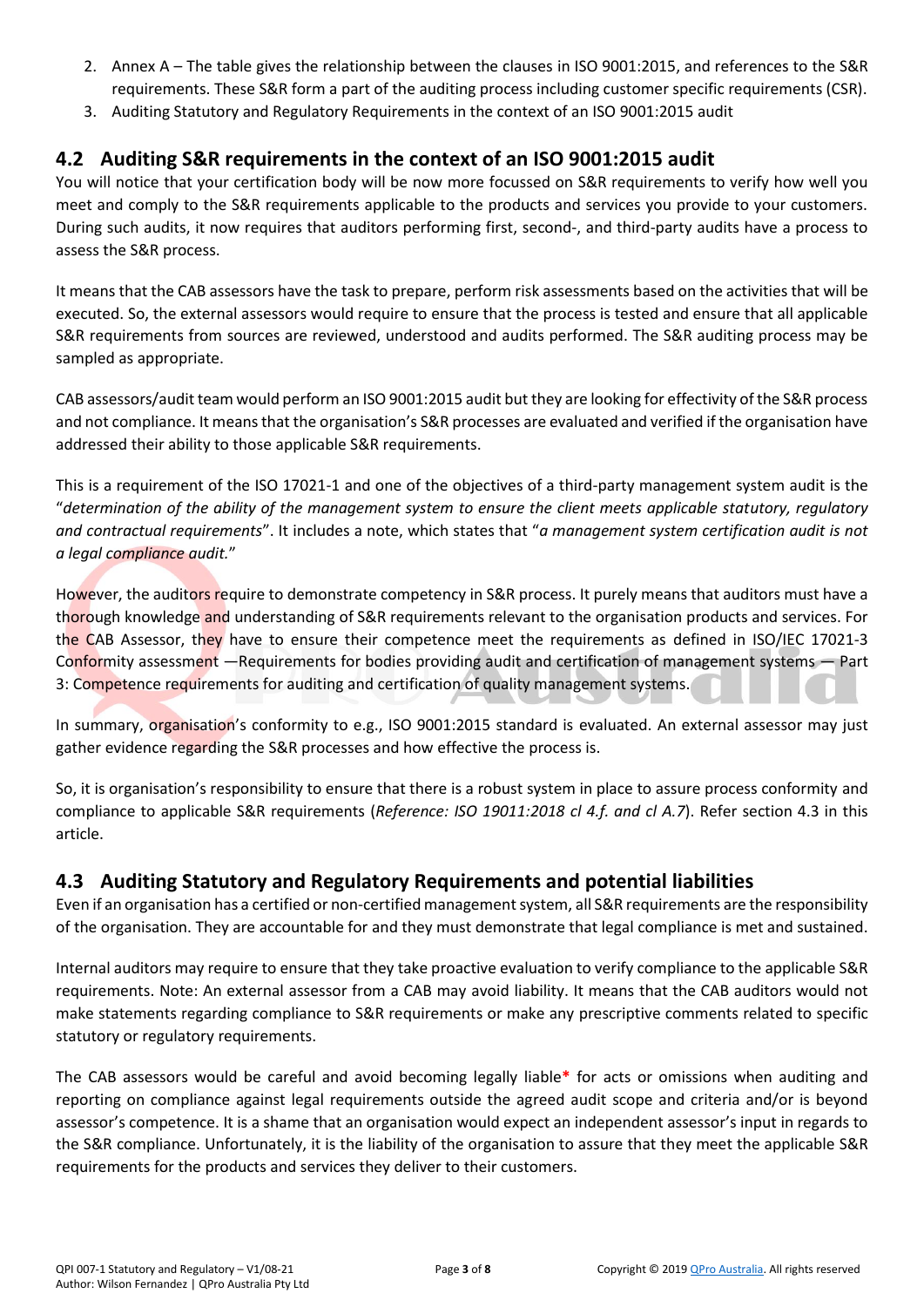2. Annex A – The table gives the relationship between the clauses in ISO 9001:2015, and references to the S&R requirements. These S&R form a part of the auditing process including customer specific requirements (CSR).
3. Auditing Statutory and Regulatory Requirements in the context of an ISO 9001:2015 audit

## 4.2 Auditing S&R requirements in the context of an ISO 9001:2015 audit

You will notice that your certification body will be now more focussed on S&R requirements to verify how well you meet and comply to the S&R requirements applicable to the products and services you provide to your customers. During such audits, it now requires that auditors performing first, second-, and third-party audits have a process to assess the S&R process.

It means that the CAB assessors have the task to prepare, perform risk assessments based on the activities that will be executed. So, the external assessors would require to ensure that the process is tested and ensure that all applicable S&R requirements from sources are reviewed, understood and audits performed. The S&R auditing process may be sampled as appropriate.

CAB assessors/audit team would perform an ISO 9001:2015 audit but they are looking for effectivity of the S&R process and not compliance. It means that the organisation's S&R processes are evaluated and verified if the organisation have addressed their ability to those applicable S&R requirements.

This is a requirement of the ISO 17021-1 and one of the objectives of a third-party management system audit is the "*determination of the ability of the management system to ensure the client meets applicable statutory, regulatory and contractual requirements*". It includes a note, which states that "*a management system certification audit is not a legal compliance audit.*"

However, the auditors require to demonstrate competency in S&R process. It purely means that auditors must have a thorough knowledge and understanding of S&R requirements relevant to the organisation products and services. For the CAB Assessor, they have to ensure their competence meet the requirements as defined in ISO/IEC 17021-3 Conformity assessment —Requirements for bodies providing audit and certification of management systems — Part 3: Competence requirements for auditing and certification of quality management systems.

In summary, organisation's conformity to e.g., ISO 9001:2015 standard is evaluated. An external assessor may just gather evidence regarding the S&R processes and how effective the process is.

So, it is organisation's responsibility to ensure that there is a robust system in place to assure process conformity and compliance to applicable S&R requirements (*Reference: ISO 19011:2018 cl 4.f. and cl A.7*). Refer section 4.3 in this article.

## 4.3 Auditing Statutory and Regulatory Requirements and potential liabilities

Even if an organisation has a certified or non-certified management system, all S&R requirements are the responsibility of the organisation. They are accountable for and they must demonstrate that legal compliance is met and sustained.

Internal auditors may require to ensure that they take proactive evaluation to verify compliance to the applicable S&R requirements. Note: An external assessor from a CAB may avoid liability. It means that the CAB auditors would not make statements regarding compliance to S&R requirements or make any prescriptive comments related to specific statutory or regulatory requirements.

The CAB assessors would be careful and avoid becoming legally liable* for acts or omissions when auditing and reporting on compliance against legal requirements outside the agreed audit scope and criteria and/or is beyond assessor's competence. It is a shame that an organisation would expect an independent assessor's input in regards to the S&R compliance. Unfortunately, it is the liability of the organisation to assure that they meet the applicable S&R requirements for the products and services they deliver to their customers.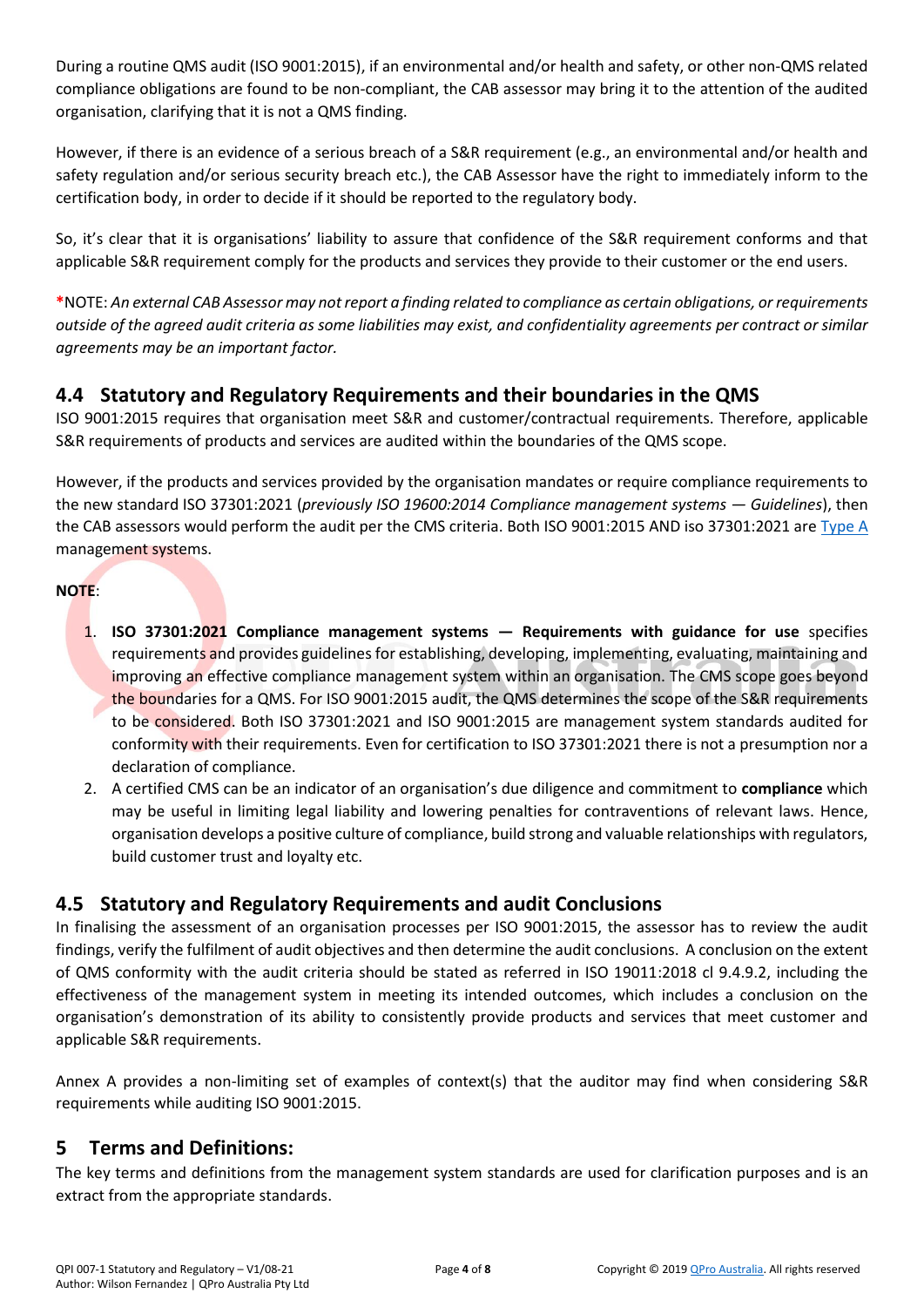During a routine QMS audit (ISO 9001:2015), if an environmental and/or health and safety, or other non-QMS related compliance obligations are found to be non-compliant, the CAB assessor may bring it to the attention of the audited organisation, clarifying that it is not a QMS finding.

However, if there is an evidence of a serious breach of a S&R requirement (e.g., an environmental and/or health and safety regulation and/or serious security breach etc.), the CAB Assessor have the right to immediately inform to the certification body, in order to decide if it should be reported to the regulatory body.

So, it's clear that it is organisations' liability to assure that confidence of the S&R requirement conforms and that applicable S&R requirement comply for the products and services they provide to their customer or the end users.

*NOTE: *An external CAB Assessor may not report a finding related to compliance as certain obligations, or requirements outside of the agreed audit criteria as some liabilities may exist, and confidentiality agreements per contract or similar agreements may be an important factor.*

## 4.4 Statutory and Regulatory Requirements and their boundaries in the QMS

ISO 9001:2015 requires that organisation meet S&R and customer/contractual requirements. Therefore, applicable S&R requirements of products and services are audited within the boundaries of the QMS scope.

However, if the products and services provided by the organisation mandates or require compliance requirements to the new standard ISO 37301:2021 (*previously ISO 19600:2014 Compliance management systems — Guidelines*), then the CAB assessors would perform the audit per the CMS criteria. Both ISO 9001:2015 AND iso 37301:2021 are Type A management systems.

**NOTE**:

1. **ISO 37301:2021 Compliance management systems — Requirements with guidance for use** specifies requirements and provides guidelines for establishing, developing, implementing, evaluating, maintaining and improving an effective compliance management system within an organisation. The CMS scope goes beyond the boundaries for a QMS. For ISO 9001:2015 audit, the QMS determines the scope of the S&R requirements to be considered. Both ISO 37301:2021 and ISO 9001:2015 are management system standards audited for conformity with their requirements. Even for certification to ISO 37301:2021 there is not a presumption nor a declaration of compliance.
2. A certified CMS can be an indicator of an organisation's due diligence and commitment to **compliance** which may be useful in limiting legal liability and lowering penalties for contraventions of relevant laws. Hence, organisation develops a positive culture of compliance, build strong and valuable relationships with regulators, build customer trust and loyalty etc.

## 4.5 Statutory and Regulatory Requirements and audit Conclusions

In finalising the assessment of an organisation processes per ISO 9001:2015, the assessor has to review the audit findings, verify the fulfilment of audit objectives and then determine the audit conclusions. A conclusion on the extent of QMS conformity with the audit criteria should be stated as referred in ISO 19011:2018 cl 9.4.9.2, including the effectiveness of the management system in meeting its intended outcomes, which includes a conclusion on the organisation's demonstration of its ability to consistently provide products and services that meet customer and applicable S&R requirements.

Annex A provides a non-limiting set of examples of context(s) that the auditor may find when considering S&R requirements while auditing ISO 9001:2015.

# 5 Terms and Definitions:

The key terms and definitions from the management system standards are used for clarification purposes and is an extract from the appropriate standards.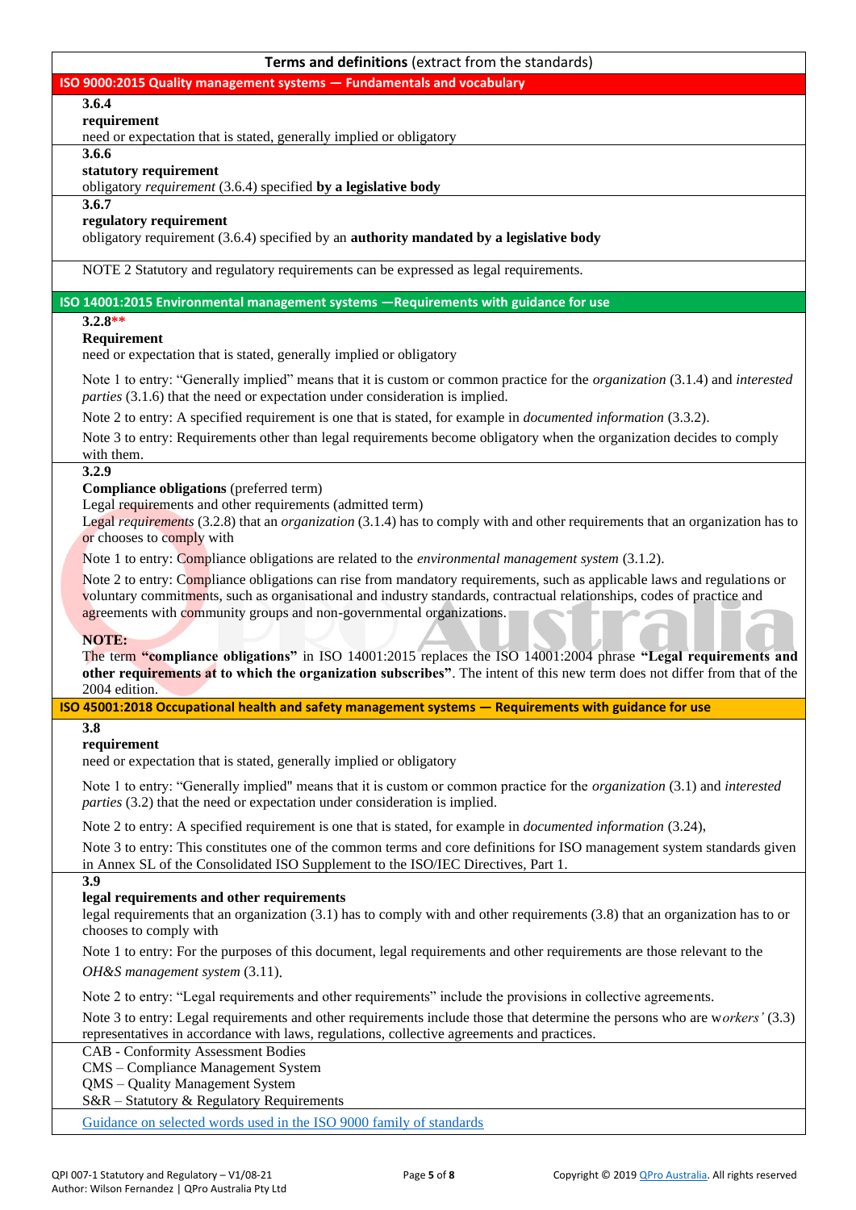## Terms and definitions (extract from the standards)

### ISO 9000:2015 Quality management systems — Fundamentals and vocabulary

**3.6.4**
**requirement**
need or expectation that is stated, generally implied or obligatory

**3.6.6**
**statutory requirement**
obligatory *requirement* (3.6.4) specified **by a legislative body**

**3.6.7**
**regulatory requirement**
obligatory requirement (3.6.4) specified by an **authority mandated by a legislative body**

NOTE 2 Statutory and regulatory requirements can be expressed as legal requirements.

### ISO 14001:2015 Environmental management systems —Requirements with guidance for use

**3.2.8****
**Requirement**
need or expectation that is stated, generally implied or obligatory

Note 1 to entry: "Generally implied" means that it is custom or common practice for the *organization* (3.1.4) and *interested parties* (3.1.6) that the need or expectation under consideration is implied.

Note 2 to entry: A specified requirement is one that is stated, for example in *documented information* (3.3.2).

Note 3 to entry: Requirements other than legal requirements become obligatory when the organization decides to comply with them.

**3.2.9**
**Compliance obligations** (preferred term)
Legal requirements and other requirements (admitted term)
Legal *requirements* (3.2.8) that an *organization* (3.1.4) has to comply with and other requirements that an organization has to or chooses to comply with

Note 1 to entry: Compliance obligations are related to the *environmental management system* (3.1.2).

Note 2 to entry: Compliance obligations can rise from mandatory requirements, such as applicable laws and regulations or voluntary commitments, such as organisational and industry standards, contractual relationships, codes of practice and agreements with community groups and non-governmental organizations.

**NOTE:**
The term **"compliance obligations"** in ISO 14001:2015 replaces the ISO 14001:2004 phrase **"Legal requirements and other requirements at to which the organization subscribes"**. The intent of this new term does not differ from that of the 2004 edition.

### ISO 45001:2018 Occupational health and safety management systems — Requirements with guidance for use

**3.8**
**requirement**
need or expectation that is stated, generally implied or obligatory

Note 1 to entry: "Generally implied" means that it is custom or common practice for the *organization* (3.1) and *interested parties* (3.2) that the need or expectation under consideration is implied.

Note 2 to entry: A specified requirement is one that is stated, for example in *documented information* (3.24),

Note 3 to entry: This constitutes one of the common terms and core definitions for ISO management system standards given in Annex SL of the Consolidated ISO Supplement to the ISO/IEC Directives, Part 1.

**3.9**
**legal requirements and other requirements**
legal requirements that an organization (3.1) has to comply with and other requirements (3.8) that an organization has to or chooses to comply with

Note 1 to entry: For the purposes of this document, legal requirements and other requirements are those relevant to the *OH&S management system* (3.11).

Note 2 to entry: "Legal requirements and other requirements" include the provisions in collective agreements.

Note 3 to entry: Legal requirements and other requirements include those that determine the persons who are w*orkers'* (3.3) representatives in accordance with laws, regulations, collective agreements and practices.

CAB - Conformity Assessment Bodies
CMS – Compliance Management System
QMS – Quality Management System
S&R – Statutory & Regulatory Requirements

Guidance on selected words used in the ISO 9000 family of standards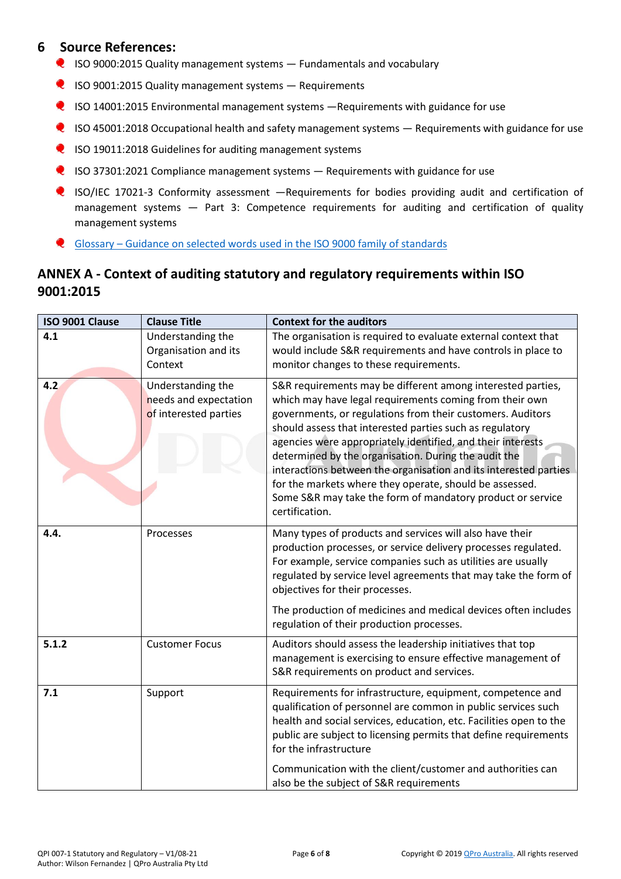# 6 Source References:

- ISO 9000:2015 Quality management systems — Fundamentals and vocabulary
- ISO 9001:2015 Quality management systems — Requirements
- ISO 14001:2015 Environmental management systems —Requirements with guidance for use
- ISO 45001:2018 Occupational health and safety management systems — Requirements with guidance for use
- ISO 19011:2018 Guidelines for auditing management systems
- ISO 37301:2021 Compliance management systems — Requirements with guidance for use
- ISO/IEC 17021-3 Conformity assessment —Requirements for bodies providing audit and certification of management systems — Part 3: Competence requirements for auditing and certification of quality management systems
- Glossary – Guidance on selected words used in the ISO 9000 family of standards

## ANNEX A - Context of auditing statutory and regulatory requirements within ISO 9001:2015

| ISO 9001 Clause | Clause Title | Context for the auditors |
|---|---|---|
| **4.1** | Understanding the Organisation and its Context | The organisation is required to evaluate external context that would include S&R requirements and have controls in place to monitor changes to these requirements. |
| **4.2** | Understanding the needs and expectation of interested parties | S&R requirements may be different among interested parties, which may have legal requirements coming from their own governments, or regulations from their customers. Auditors should assess that interested parties such as regulatory agencies were appropriately identified, and their interests determined by the organisation. During the audit the interactions between the organisation and its interested parties for the markets where they operate, should be assessed. Some S&R may take the form of mandatory product or service certification. |
| **4.4.** | Processes | Many types of products and services will also have their production processes, or service delivery processes regulated. For example, service companies such as utilities are usually regulated by service level agreements that may take the form of objectives for their processes.<br><br>The production of medicines and medical devices often includes regulation of their production processes. |
| **5.1.2** | Customer Focus | Auditors should assess the leadership initiatives that top management is exercising to ensure effective management of S&R requirements on product and services. |
| **7.1** | Support | Requirements for infrastructure, equipment, competence and qualification of personnel are common in public services such health and social services, education, etc. Facilities open to the public are subject to licensing permits that define requirements for the infrastructure<br><br>Communication with the client/customer and authorities can also be the subject of S&R requirements |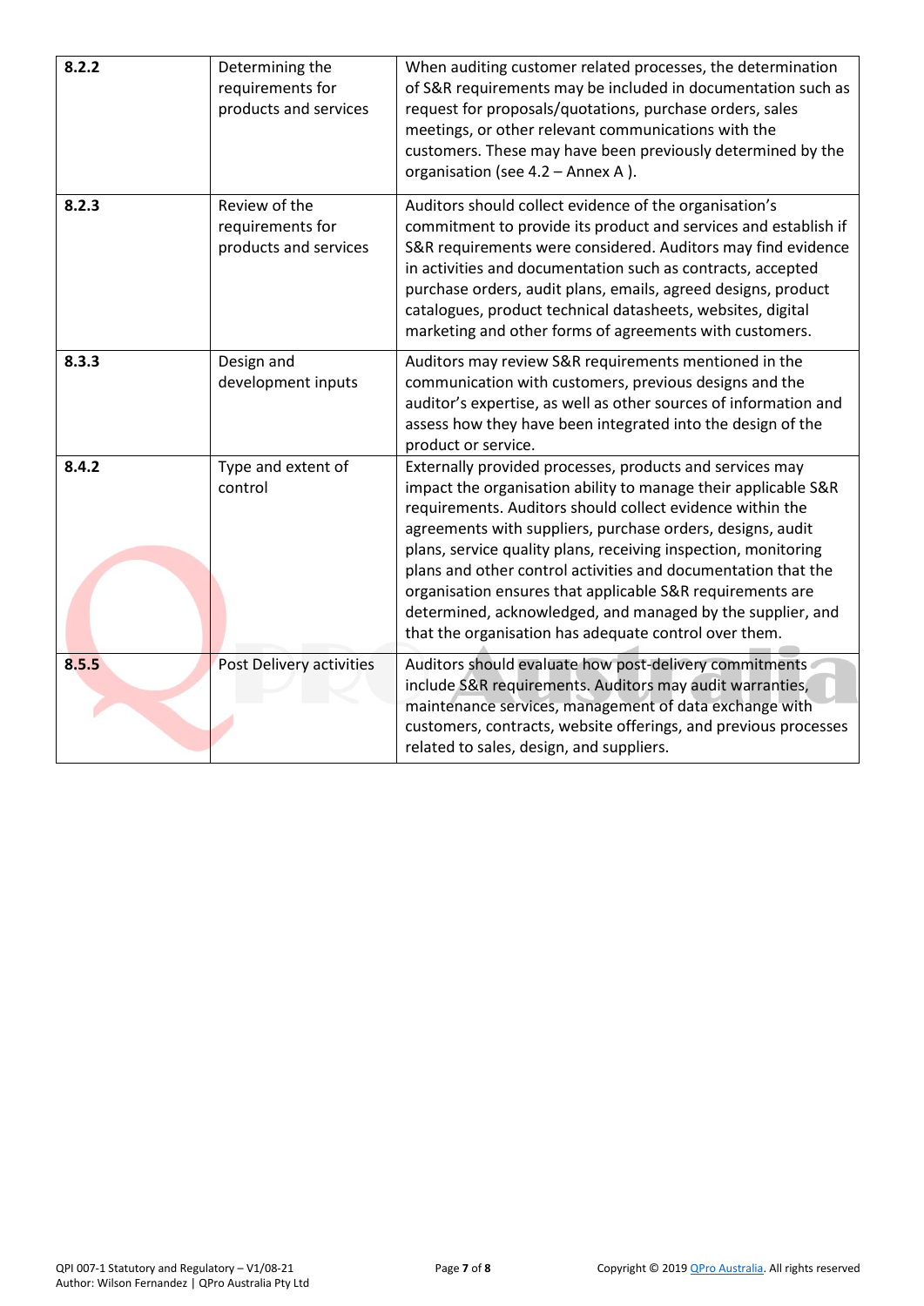| | | |
|---|---|---|
| **8.2.2** | Determining the requirements for products and services | When auditing customer related processes, the determination of S&R requirements may be included in documentation such as request for proposals/quotations, purchase orders, sales meetings, or other relevant communications with the customers. These may have been previously determined by the organisation (see 4.2 – Annex A ). |
| **8.2.3** | Review of the requirements for products and services | Auditors should collect evidence of the organisation's commitment to provide its product and services and establish if S&R requirements were considered. Auditors may find evidence in activities and documentation such as contracts, accepted purchase orders, audit plans, emails, agreed designs, product catalogues, product technical datasheets, websites, digital marketing and other forms of agreements with customers. |
| **8.3.3** | Design and development inputs | Auditors may review S&R requirements mentioned in the communication with customers, previous designs and the auditor's expertise, as well as other sources of information and assess how they have been integrated into the design of the product or service. |
| **8.4.2** | Type and extent of control | Externally provided processes, products and services may impact the organisation ability to manage their applicable S&R requirements. Auditors should collect evidence within the agreements with suppliers, purchase orders, designs, audit plans, service quality plans, receiving inspection, monitoring plans and other control activities and documentation that the organisation ensures that applicable S&R requirements are determined, acknowledged, and managed by the supplier, and that the organisation has adequate control over them. |
| **8.5.5** | Post Delivery activities | Auditors should evaluate how post-delivery commitments include S&R requirements. Auditors may audit warranties, maintenance services, management of data exchange with customers, contracts, website offerings, and previous processes related to sales, design, and suppliers. |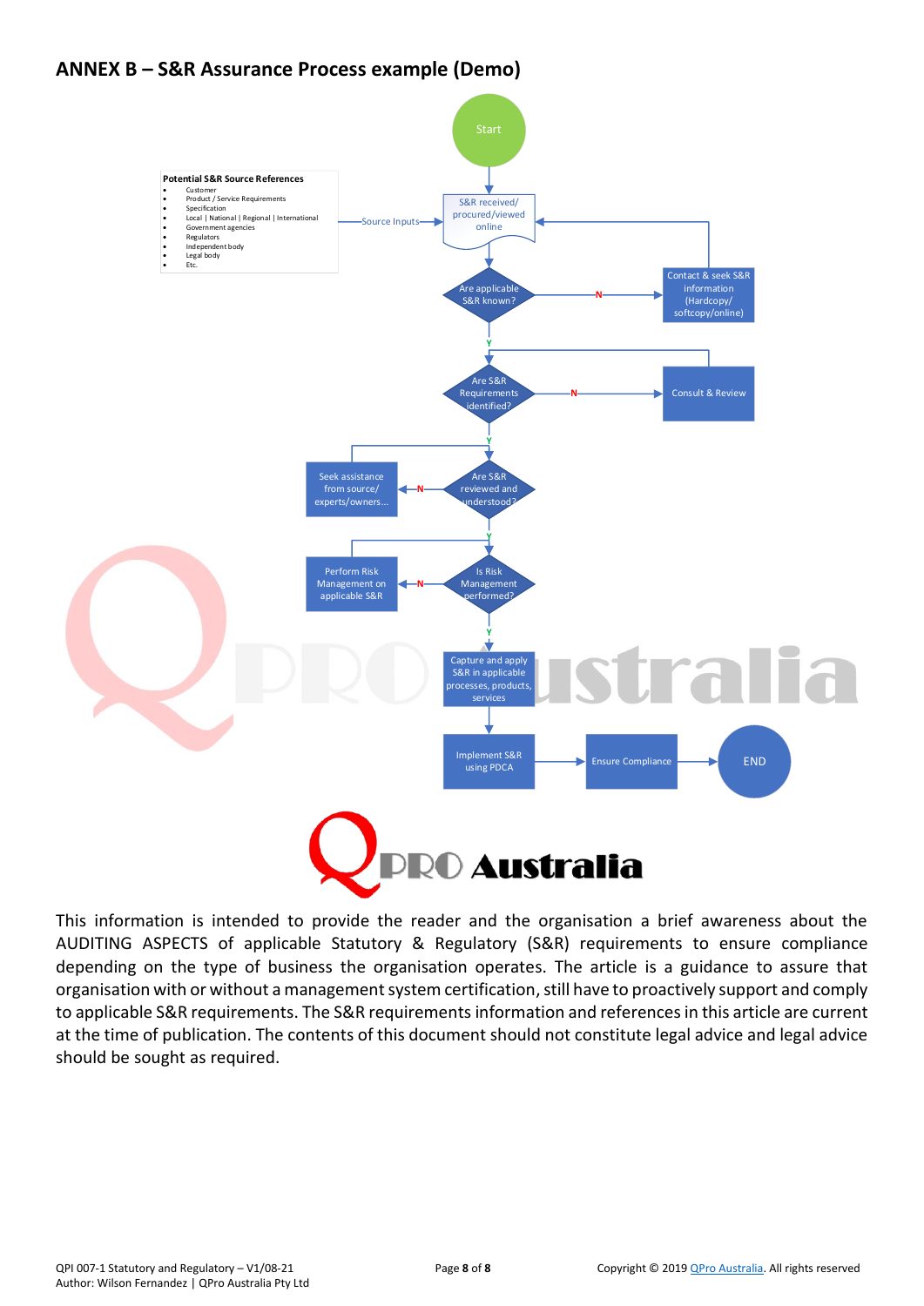## ANNEX B – S&R Assurance Process example (Demo)

Start

Potential S&R Source References

- Customer
- Product / Service Requirements
- Specification
- Local | National | Regional | International
- Government agencies
- Regulators
- Independent body
- Legal body
- Etc.

Source Inputs

S&R received/ procured/viewed online

Are applicable S&R known?

N

Contact & seek S&R information (Hardcopy/ softcopy/online)

Y

Are S&R Requirements identified?

N

Consult & Review

Y

Seek assistance from source/ experts/owners...

N

Are S&R reviewed and understood?

Y

Perform Risk Management on applicable S&R

N

Is Risk Management performed?

Y

Capture and apply S&R in applicable processes, products, services

Implement S&R using PDCA

Ensure Compliance

END

QPRO Australia

This information is intended to provide the reader and the organisation a brief awareness about the AUDITING ASPECTS of applicable Statutory & Regulatory (S&R) requirements to ensure compliance depending on the type of business the organisation operates. The article is a guidance to assure that organisation with or without a management system certification, still have to proactively support and comply to applicable S&R requirements. The S&R requirements information and references in this article are current at the time of publication. The contents of this document should not constitute legal advice and legal advice should be sought as required.